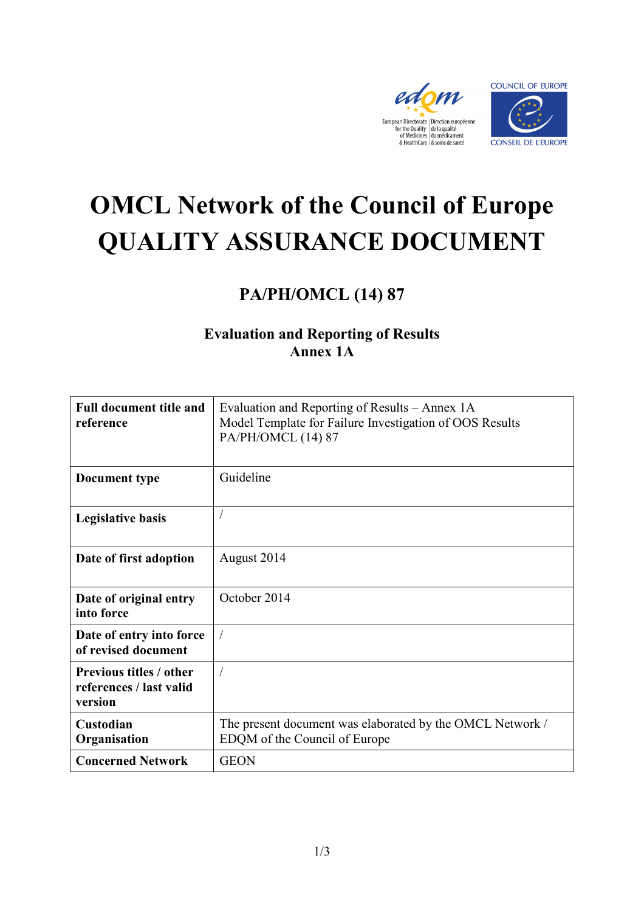# OMCL Network of the Council of Europe
# QUALITY ASSURANCE DOCUMENT

## PA/PH/OMCL (14) 87

### Evaluation and Reporting of Results
### Annex 1A

| **Full document title and reference** | Evaluation and Reporting of Results – Annex 1A<br>Model Template for Failure Investigation of OOS Results<br>PA/PH/OMCL (14) 87 |
|---|---|
| **Document type** | Guideline |
| **Legislative basis** | / |
| **Date of first adoption** | August 2014 |
| **Date of original entry into force** | October 2014 |
| **Date of entry into force of revised document** | / |
| **Previous titles / other references / last valid version** | / |
| **Custodian Organisation** | The present document was elaborated by the OMCL Network / EDQM of the Council of Europe |
| **Concerned Network** | GEON |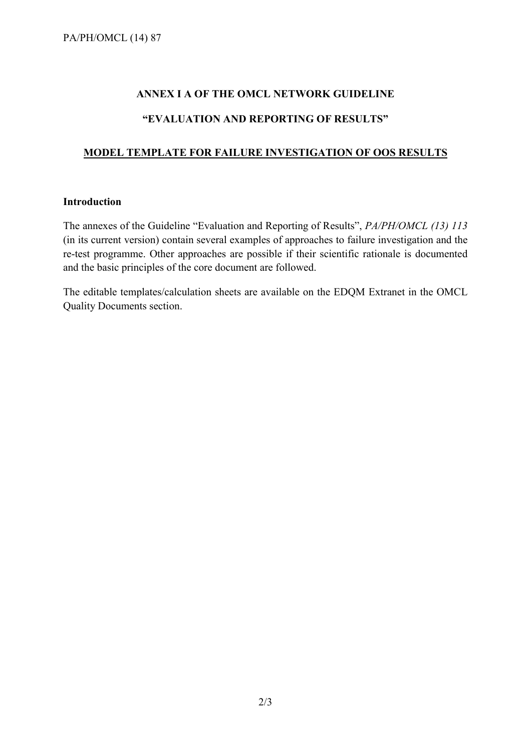**ANNEX I A OF THE OMCL NETWORK GUIDELINE**

**"EVALUATION AND REPORTING OF RESULTS"**

# MODEL TEMPLATE FOR FAILURE INVESTIGATION OF OOS RESULTS

## Introduction

The annexes of the Guideline "Evaluation and Reporting of Results", *PA/PH/OMCL (13) 113* (in its current version) contain several examples of approaches to failure investigation and the re-test programme. Other approaches are possible if their scientific rationale is documented and the basic principles of the core document are followed.

The editable templates/calculation sheets are available on the EDQM Extranet in the OMCL Quality Documents section.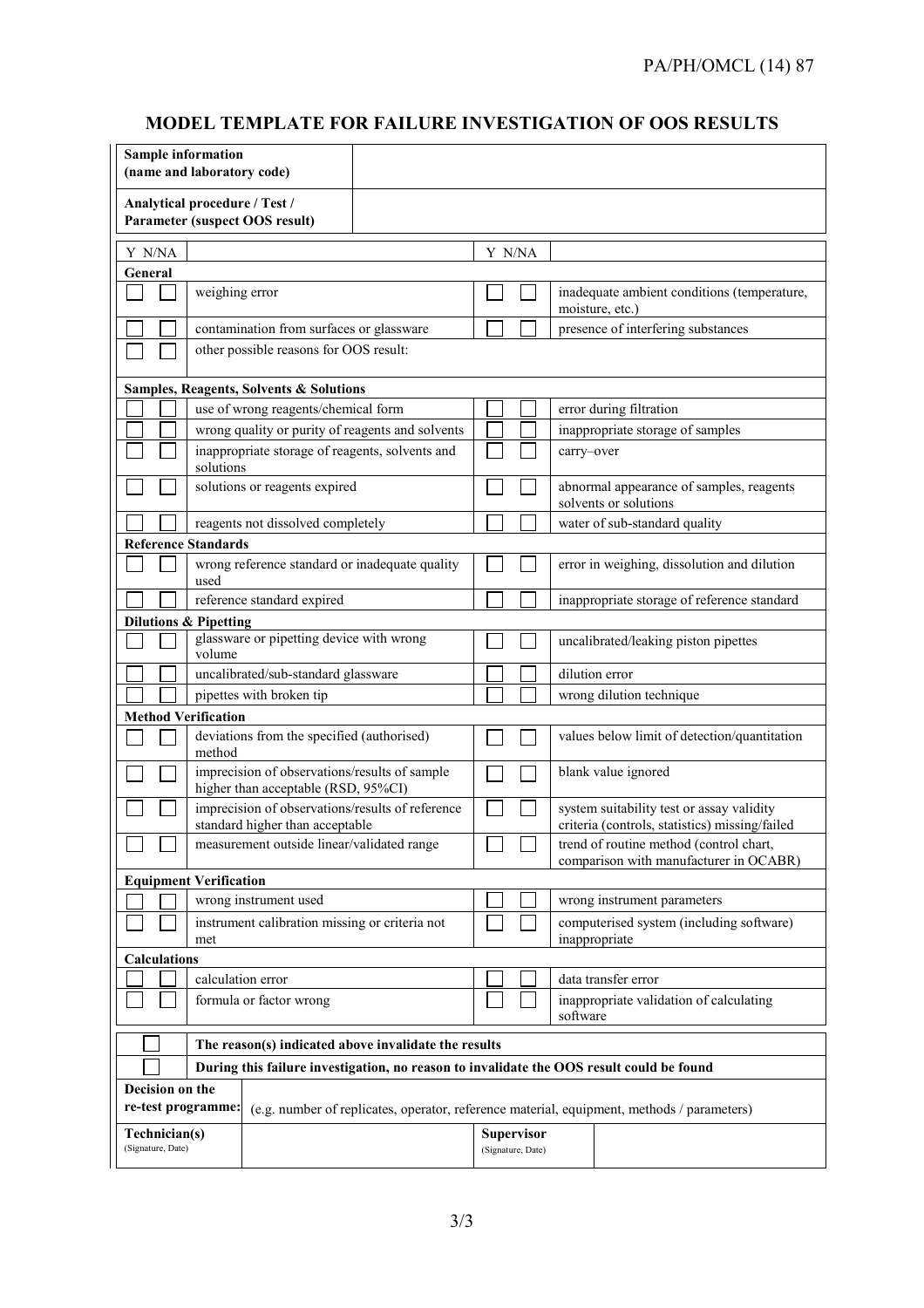# MODEL TEMPLATE FOR FAILURE INVESTIGATION OF OOS RESULTS

| | |
|---|---|
| **Sample information (name and laboratory code)** | |
| **Analytical procedure / Test / Parameter (suspect OOS result)** | |

| Y | N/NA | | Y | N/NA | |
|---|---|---|---|---|---|
| **General** | | | | | |
| ☐ | ☐ | weighing error | ☐ | ☐ | inadequate ambient conditions (temperature, moisture, etc.) |
| ☐ | ☐ | contamination from surfaces or glassware | ☐ | ☐ | presence of interfering substances |
| ☐ | ☐ | other possible reasons for OOS result: | | | |
| **Samples, Reagents, Solvents & Solutions** | | | | | |
| ☐ | ☐ | use of wrong reagents/chemical form | ☐ | ☐ | error during filtration |
| ☐ | ☐ | wrong quality or purity of reagents and solvents | ☐ | ☐ | inappropriate storage of samples |
| ☐ | ☐ | inappropriate storage of reagents, solvents and solutions | ☐ | ☐ | carry–over |
| ☐ | ☐ | solutions or reagents expired | ☐ | ☐ | abnormal appearance of samples, reagents solvents or solutions |
| ☐ | ☐ | reagents not dissolved completely | ☐ | ☐ | water of sub-standard quality |
| **Reference Standards** | | | | | |
| ☐ | ☐ | wrong reference standard or inadequate quality used | ☐ | ☐ | error in weighing, dissolution and dilution |
| ☐ | ☐ | reference standard expired | ☐ | ☐ | inappropriate storage of reference standard |
| **Dilutions & Pipetting** | | | | | |
| ☐ | ☐ | glassware or pipetting device with wrong volume | ☐ | ☐ | uncalibrated/leaking piston pipettes |
| ☐ | ☐ | uncalibrated/sub-standard glassware | ☐ | ☐ | dilution error |
| ☐ | ☐ | pipettes with broken tip | ☐ | ☐ | wrong dilution technique |
| **Method Verification** | | | | | |
| ☐ | ☐ | deviations from the specified (authorised) method | ☐ | ☐ | values below limit of detection/quantitation |
| ☐ | ☐ | imprecision of observations/results of sample higher than acceptable (RSD, 95%CI) | ☐ | ☐ | blank value ignored |
| ☐ | ☐ | imprecision of observations/results of reference standard higher than acceptable | ☐ | ☐ | system suitability test or assay validity criteria (controls, statistics) missing/failed |
| ☐ | ☐ | measurement outside linear/validated range | ☐ | ☐ | trend of routine method (control chart, comparison with manufacturer in OCABR) |
| **Equipment Verification** | | | | | |
| ☐ | ☐ | wrong instrument used | ☐ | ☐ | wrong instrument parameters |
| ☐ | ☐ | instrument calibration missing or criteria not met | ☐ | ☐ | computerised system (including software) inappropriate |
| **Calculations** | | | | | |
| ☐ | ☐ | calculation error | ☐ | ☐ | data transfer error |
| ☐ | ☐ | formula or factor wrong | ☐ | ☐ | inappropriate validation of calculating software |

| | |
|---|---|
| ☐ | **The reason(s) indicated above invalidate the results** |
| ☐ | **During this failure investigation, no reason to invalidate the OOS result could be found** |
| **Decision on the re-test programme:** | (e.g. number of replicates, operator, reference material, equipment, methods / parameters) |

| | | | |
|---|---|---|---|
| **Technician(s)** (Signature, Date) | | **Supervisor** (Signature, Date) | |